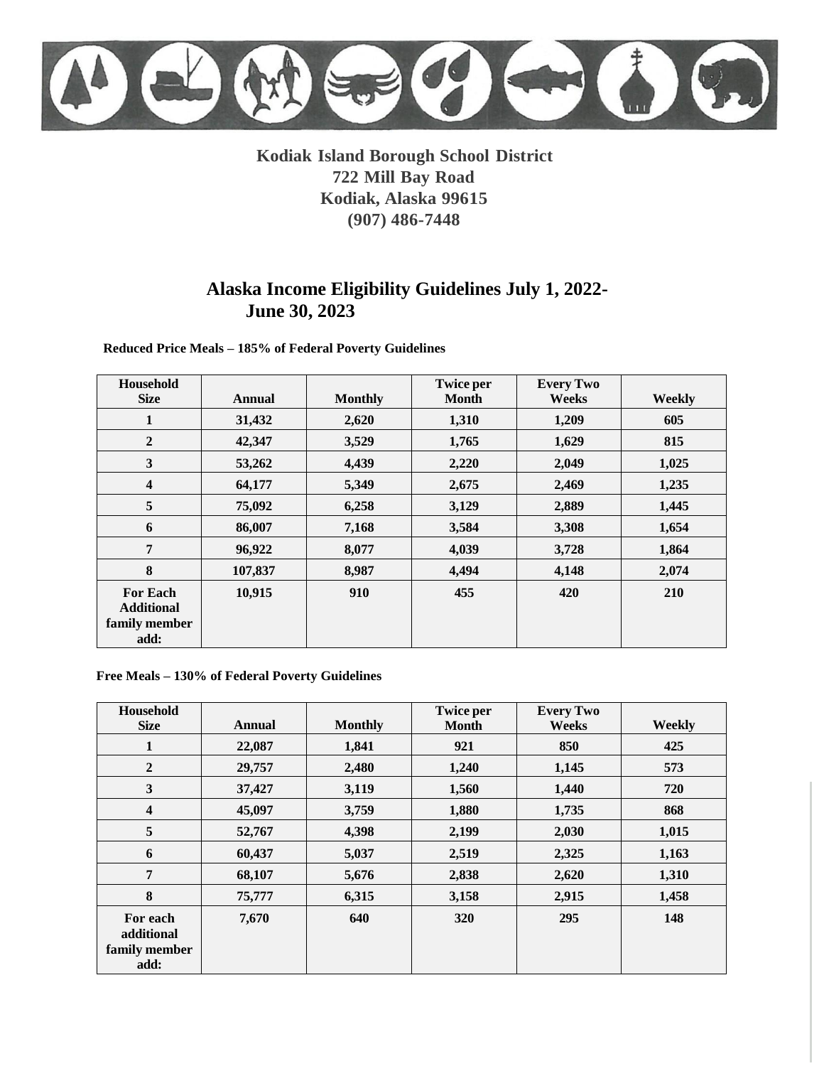**Kodiak Island Borough School District**
**722 Mill Bay Road**
**Kodiak, Alaska 99615**
**(907) 486-7448**

# Alaska Income Eligibility Guidelines July 1, 2022- June 30, 2023

**Reduced Price Meals – 185% of Federal Poverty Guidelines**

| Household Size | Annual | Monthly | Twice per Month | Every Two Weeks | Weekly |
|---|---|---|---|---|---|
| 1 | 31,432 | 2,620 | 1,310 | 1,209 | 605 |
| 2 | 42,347 | 3,529 | 1,765 | 1,629 | 815 |
| 3 | 53,262 | 4,439 | 2,220 | 2,049 | 1,025 |
| 4 | 64,177 | 5,349 | 2,675 | 2,469 | 1,235 |
| 5 | 75,092 | 6,258 | 3,129 | 2,889 | 1,445 |
| 6 | 86,007 | 7,168 | 3,584 | 3,308 | 1,654 |
| 7 | 96,922 | 8,077 | 4,039 | 3,728 | 1,864 |
| 8 | 107,837 | 8,987 | 4,494 | 4,148 | 2,074 |
| For Each Additional family member add: | 10,915 | 910 | 455 | 420 | 210 |

**Free Meals – 130% of Federal Poverty Guidelines**

| Household Size | Annual | Monthly | Twice per Month | Every Two Weeks | Weekly |
|---|---|---|---|---|---|
| 1 | 22,087 | 1,841 | 921 | 850 | 425 |
| 2 | 29,757 | 2,480 | 1,240 | 1,145 | 573 |
| 3 | 37,427 | 3,119 | 1,560 | 1,440 | 720 |
| 4 | 45,097 | 3,759 | 1,880 | 1,735 | 868 |
| 5 | 52,767 | 4,398 | 2,199 | 2,030 | 1,015 |
| 6 | 60,437 | 5,037 | 2,519 | 2,325 | 1,163 |
| 7 | 68,107 | 5,676 | 2,838 | 2,620 | 1,310 |
| 8 | 75,777 | 6,315 | 3,158 | 2,915 | 1,458 |
| For each additional family member add: | 7,670 | 640 | 320 | 295 | 148 |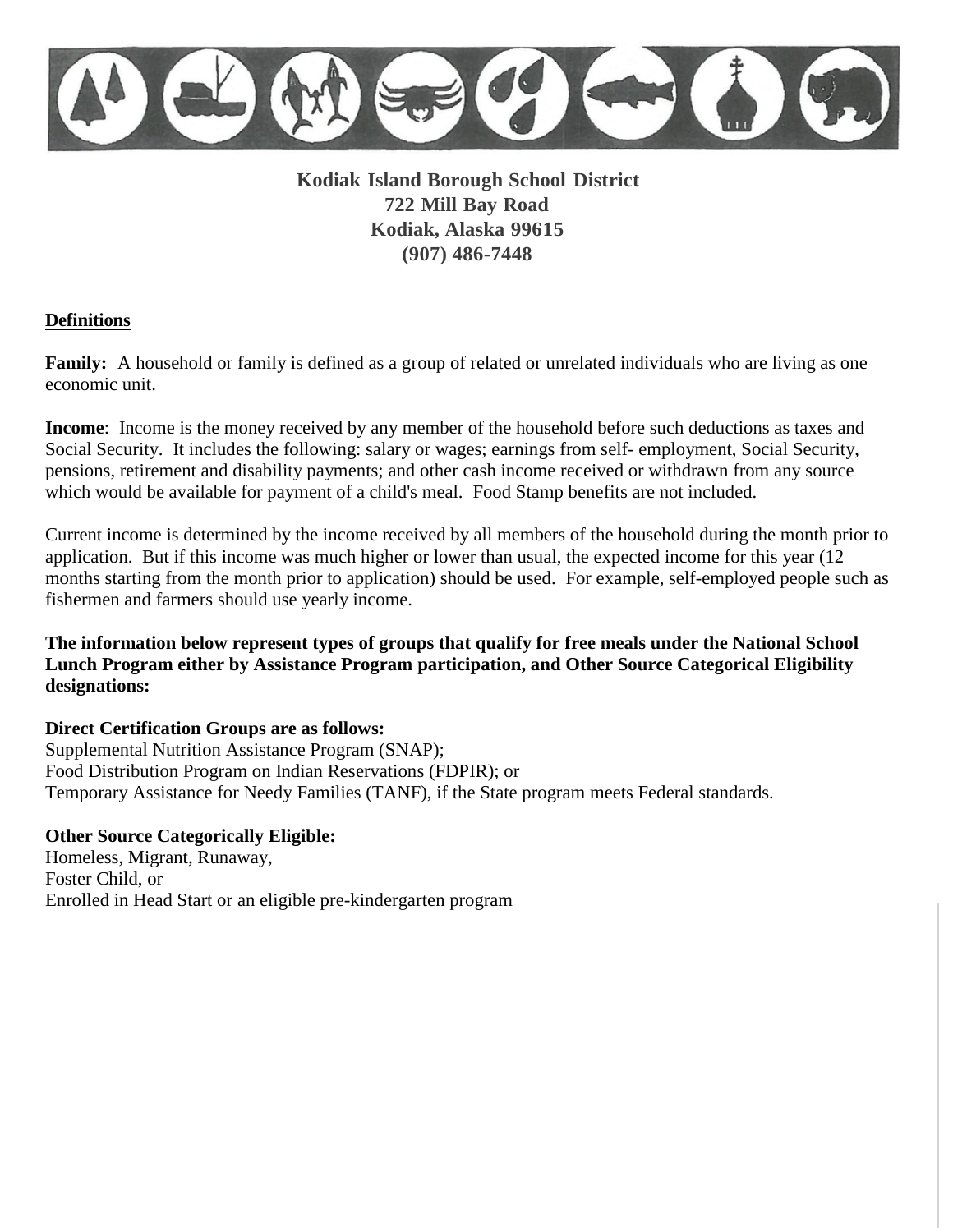**Kodiak Island Borough School District**
**722 Mill Bay Road**
**Kodiak, Alaska 99615**
**(907) 486-7448**

## Definitions

**Family:** A household or family is defined as a group of related or unrelated individuals who are living as one economic unit.

**Income**: Income is the money received by any member of the household before such deductions as taxes and Social Security. It includes the following: salary or wages; earnings from self- employment, Social Security, pensions, retirement and disability payments; and other cash income received or withdrawn from any source which would be available for payment of a child's meal. Food Stamp benefits are not included.

Current income is determined by the income received by all members of the household during the month prior to application. But if this income was much higher or lower than usual, the expected income for this year (12 months starting from the month prior to application) should be used. For example, self-employed people such as fishermen and farmers should use yearly income.

**The information below represent types of groups that qualify for free meals under the National School Lunch Program either by Assistance Program participation, and Other Source Categorical Eligibility designations:**

**Direct Certification Groups are as follows:**
Supplemental Nutrition Assistance Program (SNAP);
Food Distribution Program on Indian Reservations (FDPIR); or
Temporary Assistance for Needy Families (TANF), if the State program meets Federal standards.

**Other Source Categorically Eligible:**
Homeless, Migrant, Runaway,
Foster Child, or
Enrolled in Head Start or an eligible pre-kindergarten program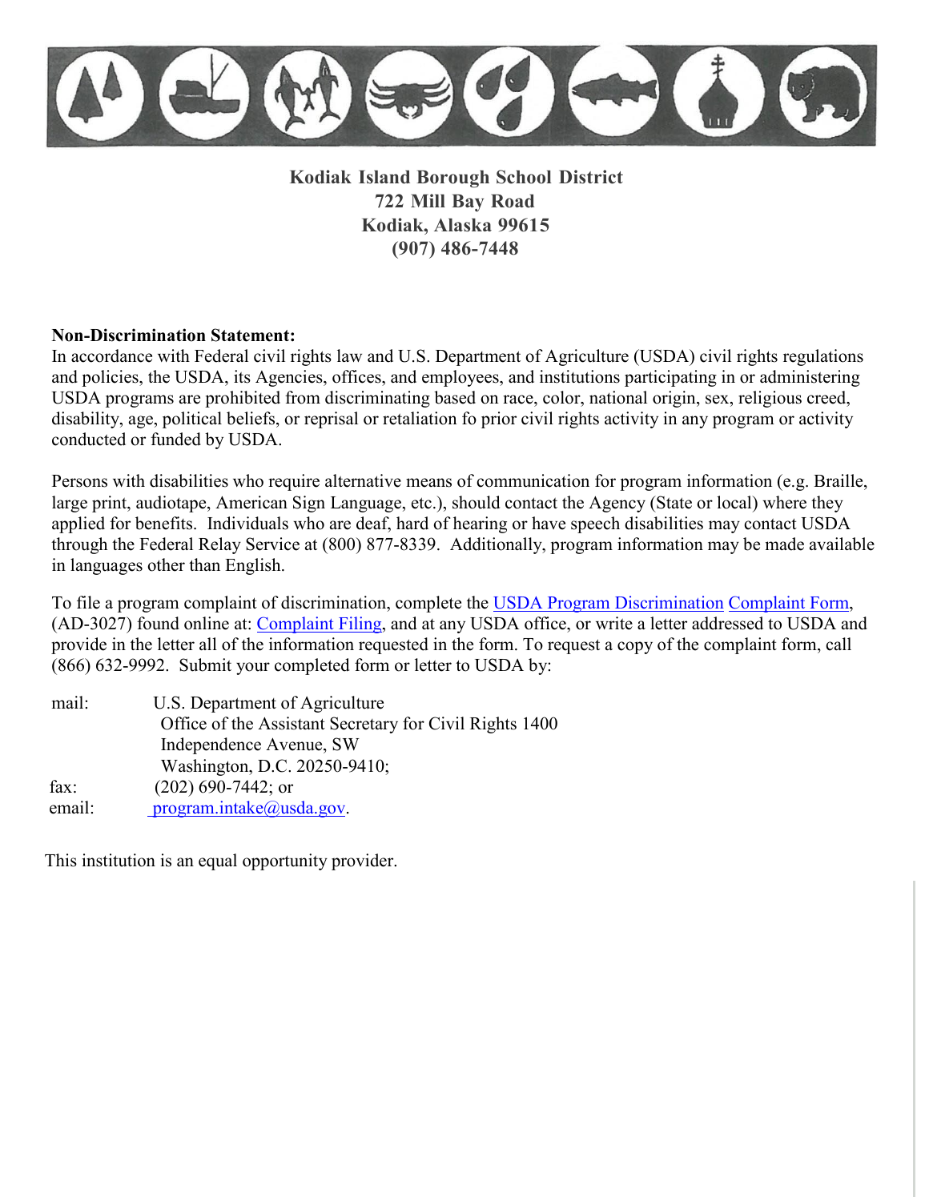**Kodiak Island Borough School District**
**722 Mill Bay Road**
**Kodiak, Alaska 99615**
**(907) 486-7448**

**Non-Discrimination Statement:**
In accordance with Federal civil rights law and U.S. Department of Agriculture (USDA) civil rights regulations and policies, the USDA, its Agencies, offices, and employees, and institutions participating in or administering USDA programs are prohibited from discriminating based on race, color, national origin, sex, religious creed, disability, age, political beliefs, or reprisal or retaliation fo prior civil rights activity in any program or activity conducted or funded by USDA.

Persons with disabilities who require alternative means of communication for program information (e.g. Braille, large print, audiotape, American Sign Language, etc.), should contact the Agency (State or local) where they applied for benefits. Individuals who are deaf, hard of hearing or have speech disabilities may contact USDA through the Federal Relay Service at (800) 877-8339. Additionally, program information may be made available in languages other than English.

To file a program complaint of discrimination, complete the USDA Program Discrimination Complaint Form, (AD-3027) found online at: Complaint Filing, and at any USDA office, or write a letter addressed to USDA and provide in the letter all of the information requested in the form. To request a copy of the complaint form, call (866) 632-9992. Submit your completed form or letter to USDA by:

mail: U.S. Department of Agriculture
Office of the Assistant Secretary for Civil Rights 1400
Independence Avenue, SW
Washington, D.C. 20250-9410;
fax: (202) 690-7442; or
email: program.intake@usda.gov.

This institution is an equal opportunity provider.